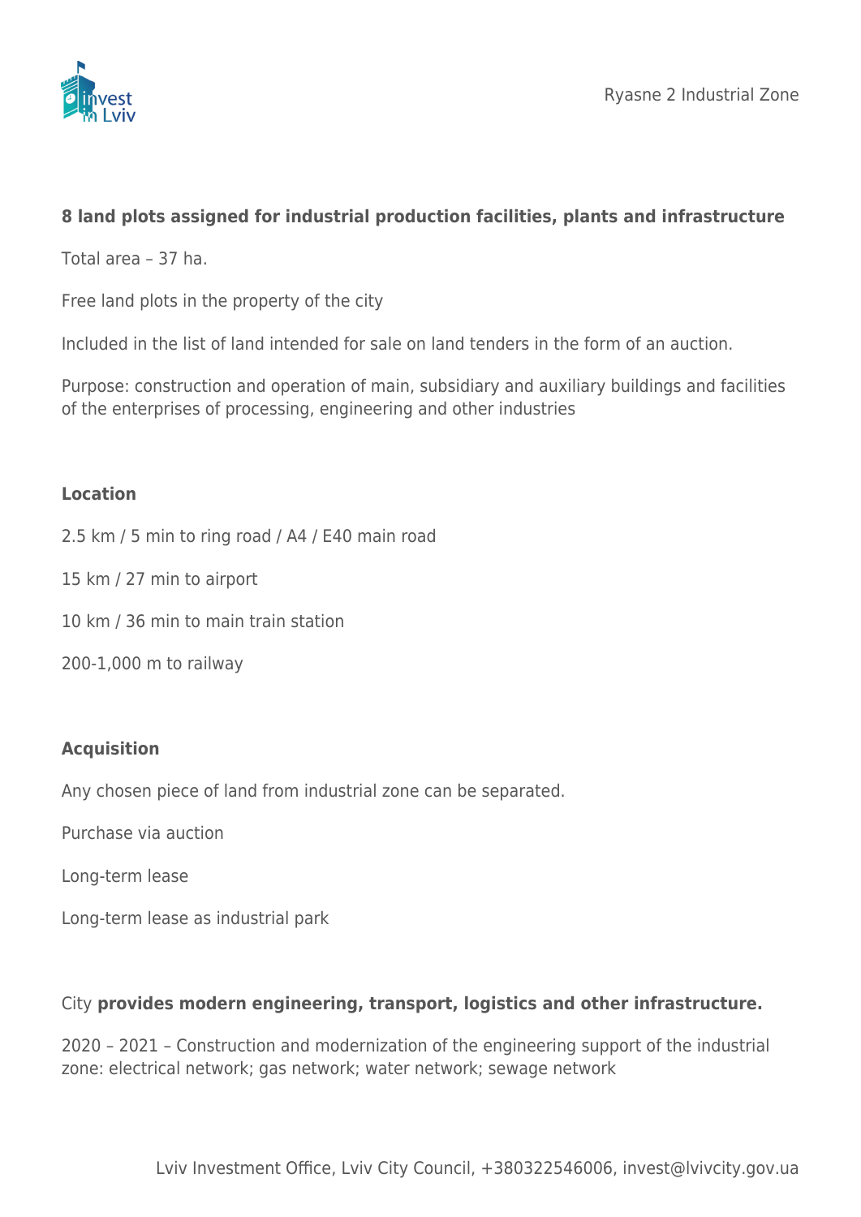**8 land plots assigned for industrial production facilities, plants and infrastructure**

Total area – 37 ha.

Free land plots in the property of the city

Included in the list of land intended for sale on land tenders in the form of an auction.

Purpose: construction and operation of main, subsidiary and auxiliary buildings and facilities of the enterprises of processing, engineering and other industries

**Location**

2.5 km / 5 min to ring road / A4 / E40 main road

15 km / 27 min to airport

10 km / 36 min to main train station

200-1,000 m to railway

**Acquisition**

Any chosen piece of land from industrial zone can be separated.

Purchase via auction

Long-term lease

Long-term lease as industrial park

City **provides modern engineering, transport, logistics and other infrastructure.**

2020 – 2021 – Construction and modernization of the engineering support of the industrial zone: electrical network; gas network; water network; sewage network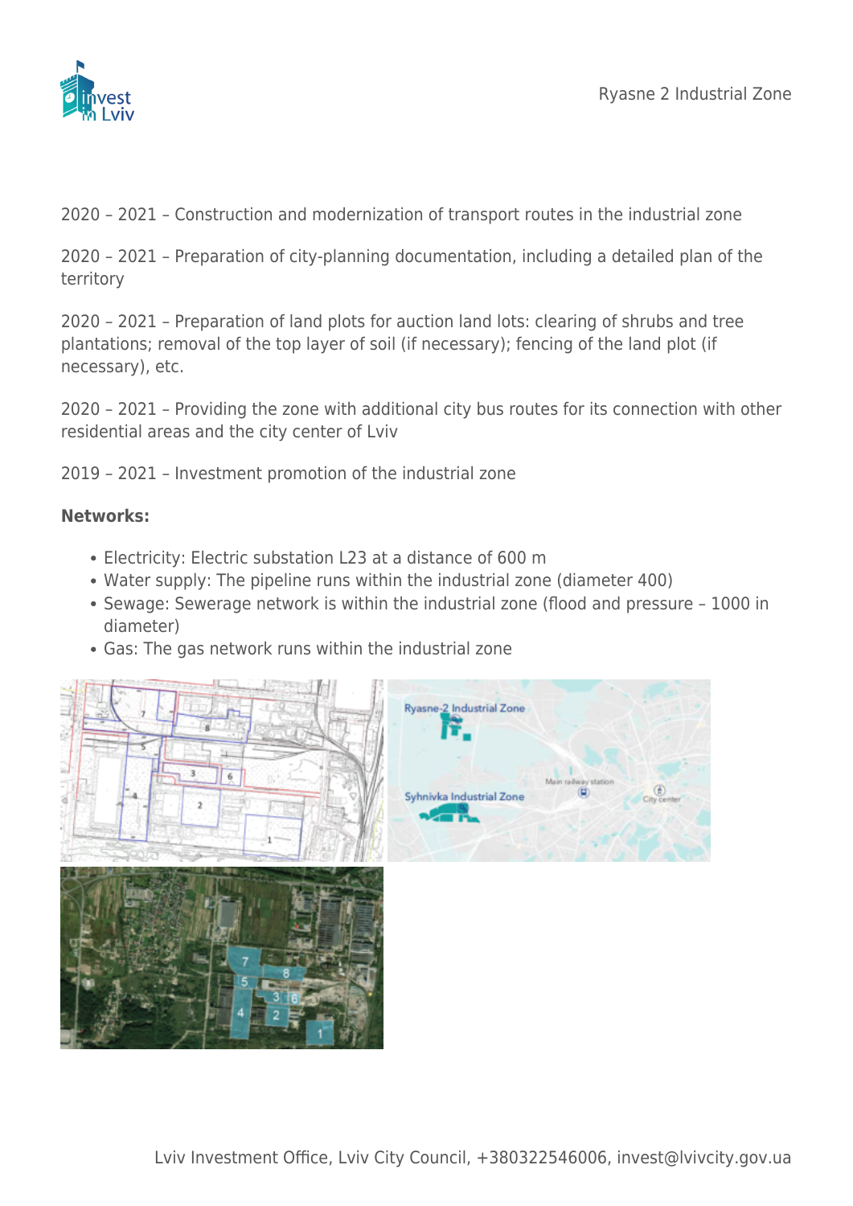2020 – 2021 – Construction and modernization of transport routes in the industrial zone

2020 – 2021 – Preparation of city-planning documentation, including a detailed plan of the territory

2020 – 2021 – Preparation of land plots for auction land lots: clearing of shrubs and tree plantations; removal of the top layer of soil (if necessary); fencing of the land plot (if necessary), etc.

2020 – 2021 – Providing the zone with additional city bus routes for its connection with other residential areas and the city center of Lviv

2019 – 2021 – Investment promotion of the industrial zone

**Networks:**

- Electricity: Electric substation L23 at a distance of 600 m
- Water supply: The pipeline runs within the industrial zone (diameter 400)
- Sewage: Sewerage network is within the industrial zone (flood and pressure – 1000 in diameter)
- Gas: The gas network runs within the industrial zone